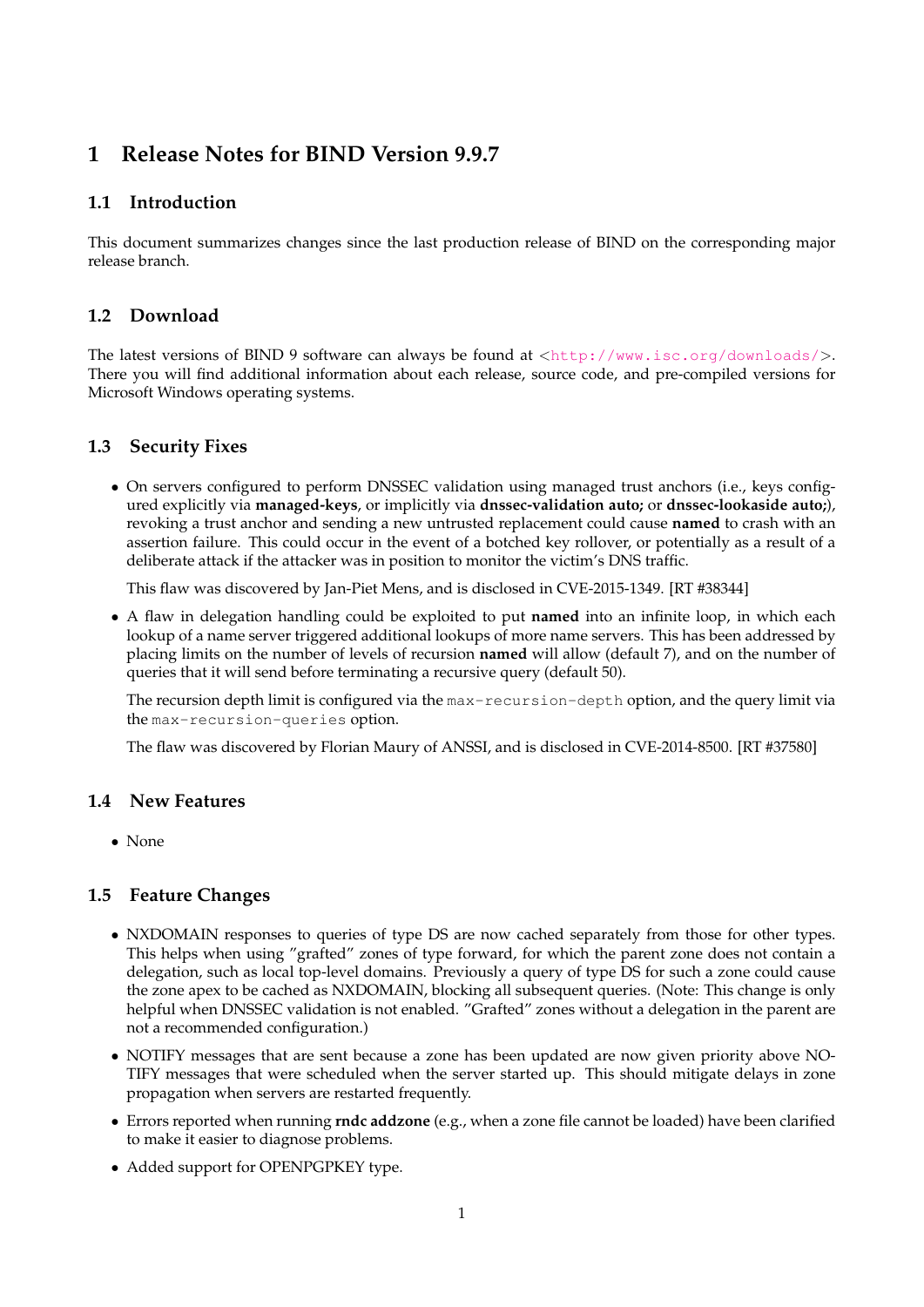# 1 Release Notes for BIND Version 9.9.7

## 1.1 Introduction

This document summarizes changes since the last production release of BIND on the corresponding major release branch.

## 1.2 Download

The latest versions of BIND 9 software can always be found at <http://www.isc.org/downloads/>. There you will find additional information about each release, source code, and pre-compiled versions for Microsoft Windows operating systems.

## 1.3 Security Fixes

- On servers configured to perform DNSSEC validation using managed trust anchors (i.e., keys configured explicitly via **managed-keys**, or implicitly via **dnssec-validation auto;** or **dnssec-lookaside auto;**), revoking a trust anchor and sending a new untrusted replacement could cause **named** to crash with an assertion failure. This could occur in the event of a botched key rollover, or potentially as a result of a deliberate attack if the attacker was in position to monitor the victim's DNS traffic.

  This flaw was discovered by Jan-Piet Mens, and is disclosed in CVE-2015-1349. [RT #38344]

- A flaw in delegation handling could be exploited to put **named** into an infinite loop, in which each lookup of a name server triggered additional lookups of more name servers. This has been addressed by placing limits on the number of levels of recursion **named** will allow (default 7), and on the number of queries that it will send before terminating a recursive query (default 50).

  The recursion depth limit is configured via the `max-recursion-depth` option, and the query limit via the `max-recursion-queries` option.

  The flaw was discovered by Florian Maury of ANSSI, and is disclosed in CVE-2014-8500. [RT #37580]

## 1.4 New Features

- None

## 1.5 Feature Changes

- NXDOMAIN responses to queries of type DS are now cached separately from those for other types. This helps when using "grafted" zones of type forward, for which the parent zone does not contain a delegation, such as local top-level domains. Previously a query of type DS for such a zone could cause the zone apex to be cached as NXDOMAIN, blocking all subsequent queries. (Note: This change is only helpful when DNSSEC validation is not enabled. "Grafted" zones without a delegation in the parent are not a recommended configuration.)
- NOTIFY messages that are sent because a zone has been updated are now given priority above NOTIFY messages that were scheduled when the server started up. This should mitigate delays in zone propagation when servers are restarted frequently.
- Errors reported when running **rndc addzone** (e.g., when a zone file cannot be loaded) have been clarified to make it easier to diagnose problems.
- Added support for OPENPGPKEY type.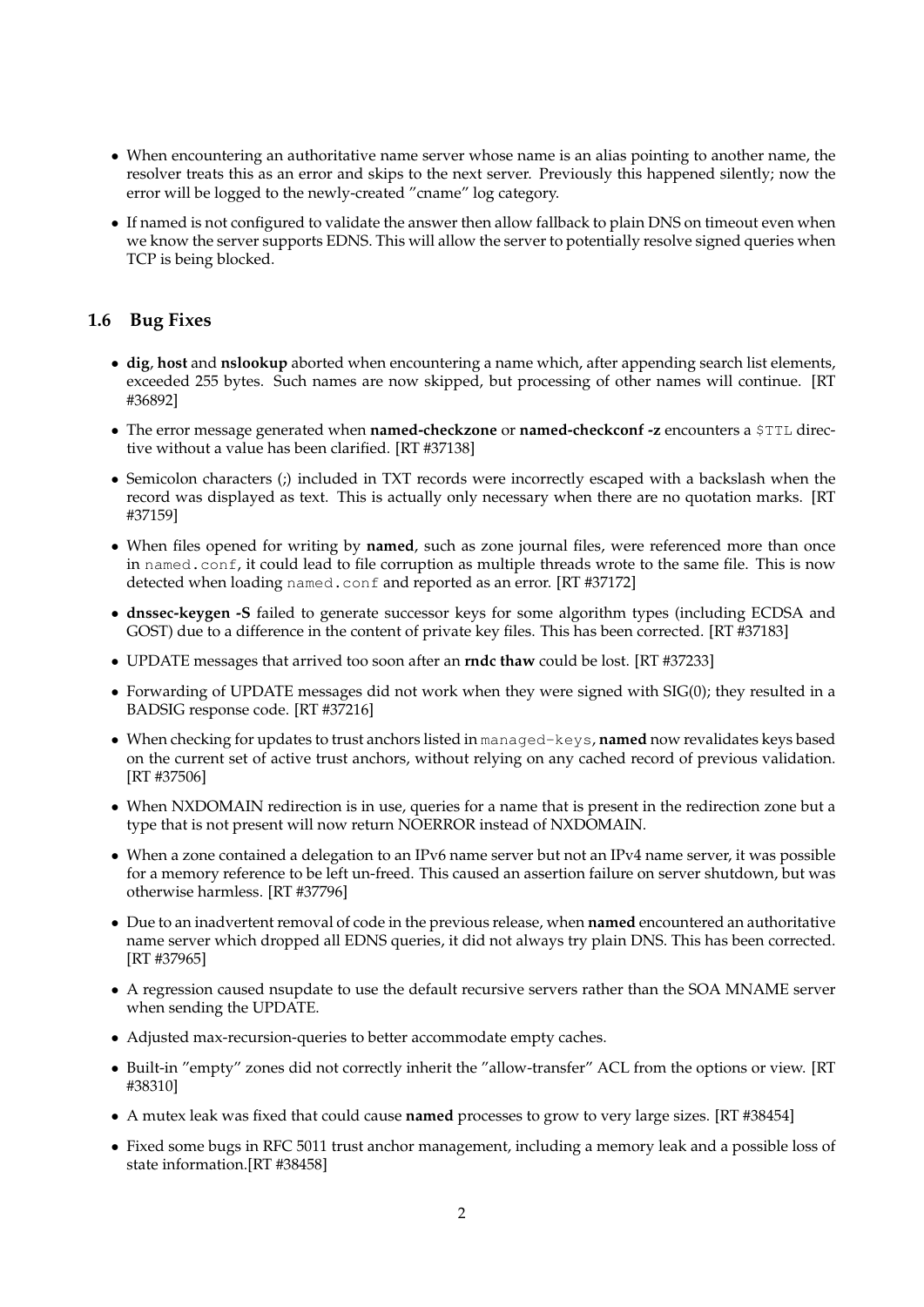- When encountering an authoritative name server whose name is an alias pointing to another name, the resolver treats this as an error and skips to the next server. Previously this happened silently; now the error will be logged to the newly-created "cname" log category.

- If named is not configured to validate the answer then allow fallback to plain DNS on timeout even when we know the server supports EDNS. This will allow the server to potentially resolve signed queries when TCP is being blocked.

### 1.6 Bug Fixes

- **dig**, **host** and **nslookup** aborted when encountering a name which, after appending search list elements, exceeded 255 bytes. Such names are now skipped, but processing of other names will continue. [RT #36892]

- The error message generated when **named-checkzone** or **named-checkconf -z** encounters a `$TTL` directive without a value has been clarified. [RT #37138]

- Semicolon characters (;) included in TXT records were incorrectly escaped with a backslash when the record was displayed as text. This is actually only necessary when there are no quotation marks. [RT #37159]

- When files opened for writing by **named**, such as zone journal files, were referenced more than once in `named.conf`, it could lead to file corruption as multiple threads wrote to the same file. This is now detected when loading `named.conf` and reported as an error. [RT #37172]

- **dnssec-keygen -S** failed to generate successor keys for some algorithm types (including ECDSA and GOST) due to a difference in the content of private key files. This has been corrected. [RT #37183]

- UPDATE messages that arrived too soon after an **rndc thaw** could be lost. [RT #37233]

- Forwarding of UPDATE messages did not work when they were signed with SIG(0); they resulted in a BADSIG response code. [RT #37216]

- When checking for updates to trust anchors listed in `managed-keys`, **named** now revalidates keys based on the current set of active trust anchors, without relying on any cached record of previous validation. [RT #37506]

- When NXDOMAIN redirection is in use, queries for a name that is present in the redirection zone but a type that is not present will now return NOERROR instead of NXDOMAIN.

- When a zone contained a delegation to an IPv6 name server but not an IPv4 name server, it was possible for a memory reference to be left un-freed. This caused an assertion failure on server shutdown, but was otherwise harmless. [RT #37796]

- Due to an inadvertent removal of code in the previous release, when **named** encountered an authoritative name server which dropped all EDNS queries, it did not always try plain DNS. This has been corrected. [RT #37965]

- A regression caused nsupdate to use the default recursive servers rather than the SOA MNAME server when sending the UPDATE.

- Adjusted max-recursion-queries to better accommodate empty caches.

- Built-in "empty" zones did not correctly inherit the "allow-transfer" ACL from the options or view. [RT #38310]

- A mutex leak was fixed that could cause **named** processes to grow to very large sizes. [RT #38454]

- Fixed some bugs in RFC 5011 trust anchor management, including a memory leak and a possible loss of state information.[RT #38458]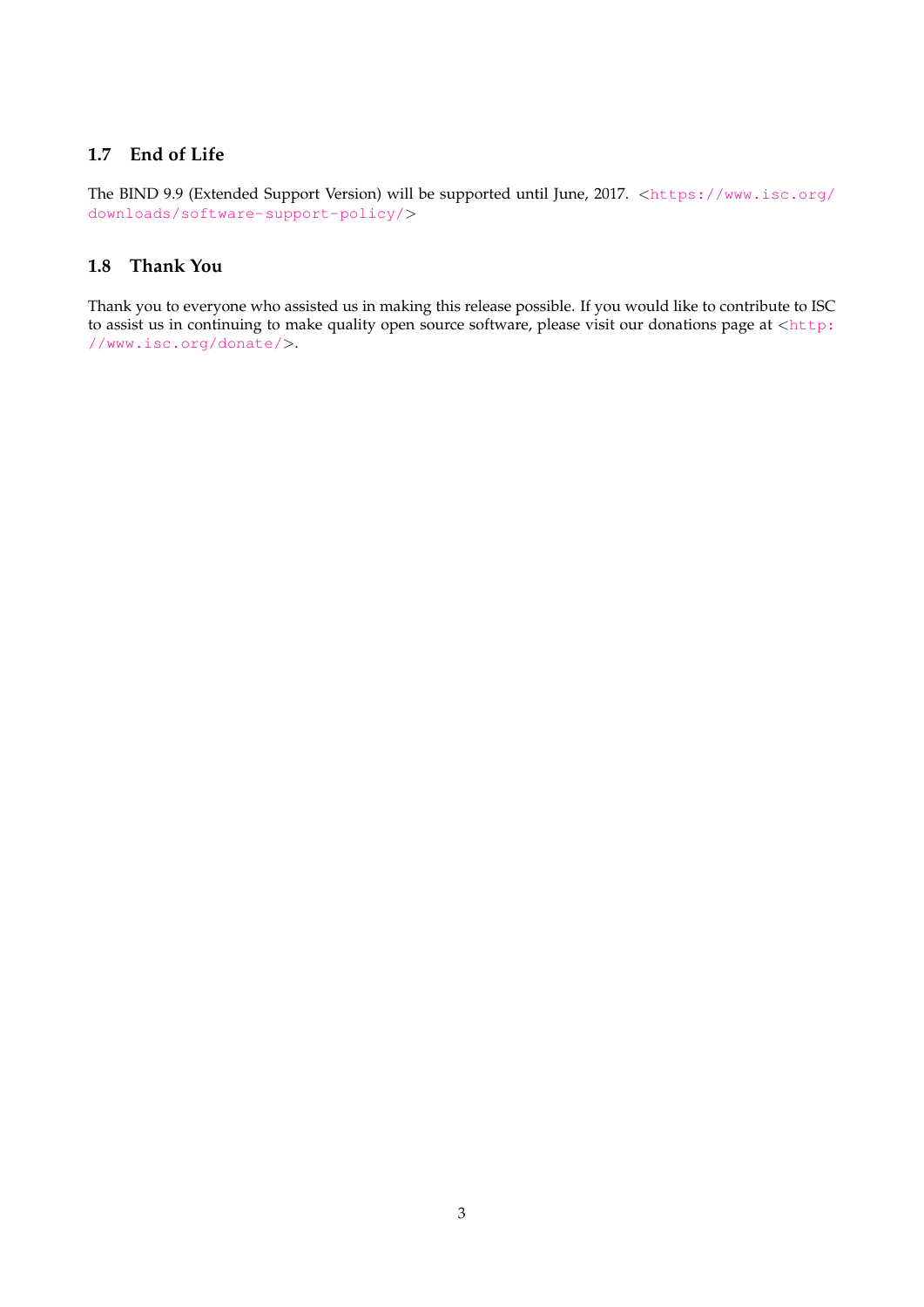## 1.7 End of Life

The BIND 9.9 (Extended Support Version) will be supported until June, 2017. <https://www.isc.org/downloads/software-support-policy/>

## 1.8 Thank You

Thank you to everyone who assisted us in making this release possible. If you would like to contribute to ISC to assist us in continuing to make quality open source software, please visit our donations page at <http://www.isc.org/donate/>.